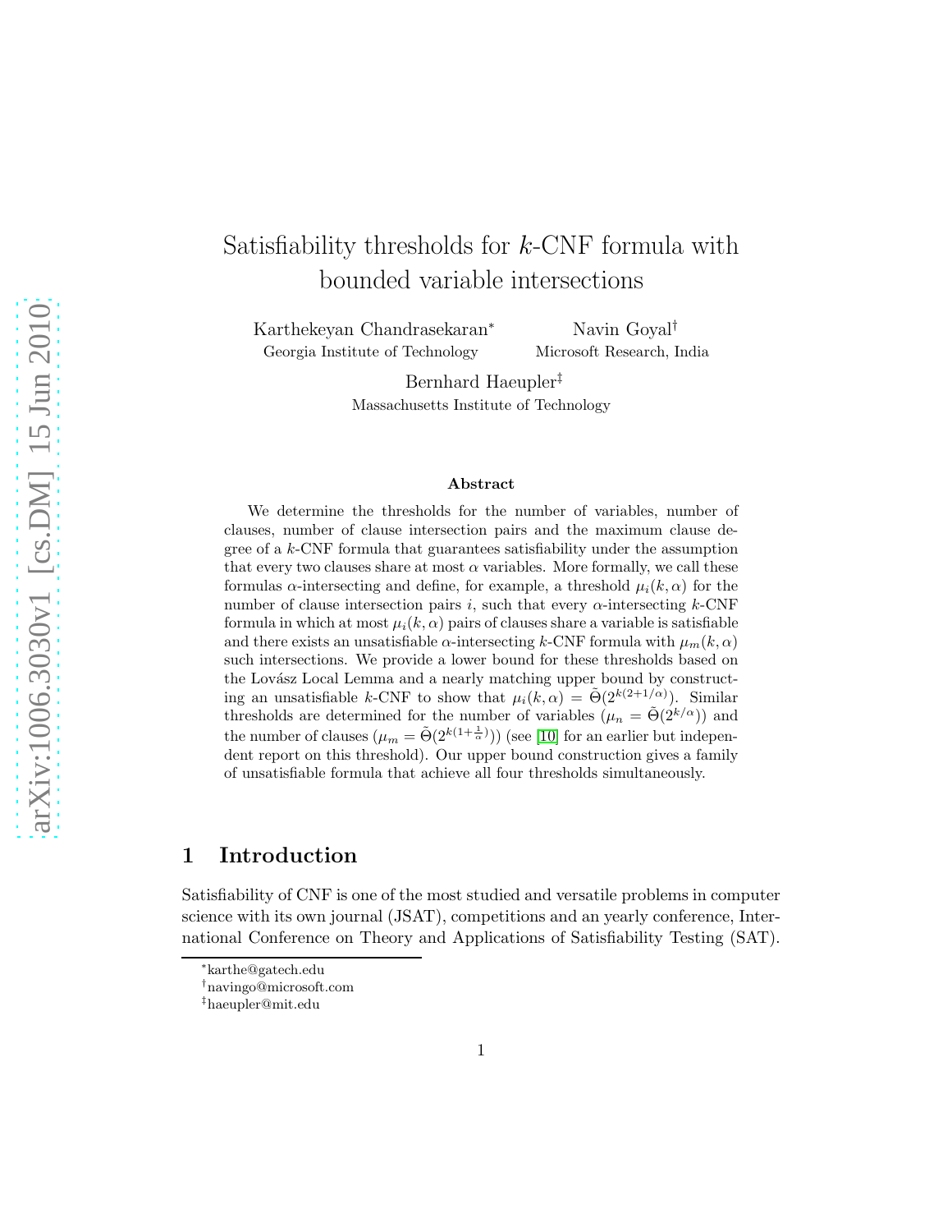# Satisfiability thresholds for $k$-CNF formula with bounded variable intersections

Karthekeyan Chandrasekaran[*]
Georgia Institute of Technology

Navin Goyal[†]
Microsoft Research, India

Bernhard Haeupler[‡]
Massachusetts Institute of Technology

### Abstract

We determine the thresholds for the number of variables, number of clauses, number of clause intersection pairs and the maximum clause degree of a $k$-CNF formula that guarantees satisfiability under the assumption that every two clauses share at most $\alpha$ variables. More formally, we call these formulas $\alpha$-intersecting and define, for example, a threshold $\mu_i(k, \alpha)$ for the number of clause intersection pairs $i$, such that every $\alpha$-intersecting $k$-CNF formula in which at most $\mu_i(k, \alpha)$ pairs of clauses share a variable is satisfiable and there exists an unsatisfiable $\alpha$-intersecting $k$-CNF formula with $\mu_m(k, \alpha)$ such intersections. We provide a lower bound for these thresholds based on the Lovász Local Lemma and a nearly matching upper bound by constructing an unsatisfiable $k$-CNF to show that $\mu_i(k, \alpha) = \tilde{\Theta}(2^{k(2+1/\alpha)})$. Similar thresholds are determined for the number of variables ($\mu_n = \tilde{\Theta}(2^{k/\alpha})$) and the number of clauses ($\mu_m = \tilde{\Theta}(2^{k(1+\frac{1}{\alpha})})$) (see [10] for an earlier but independent report on this threshold). Our upper bound construction gives a family of unsatisfiable formula that achieve all four thresholds simultaneously.

## 1 Introduction

Satisfiability of CNF is one of the most studied and versatile problems in computer science with its own journal (JSAT), competitions and an yearly conference, International Conference on Theory and Applications of Satisfiability Testing (SAT).

[*]karthe@gatech.edu
[†]navingo@microsoft.com
[‡]haeupler@mit.edu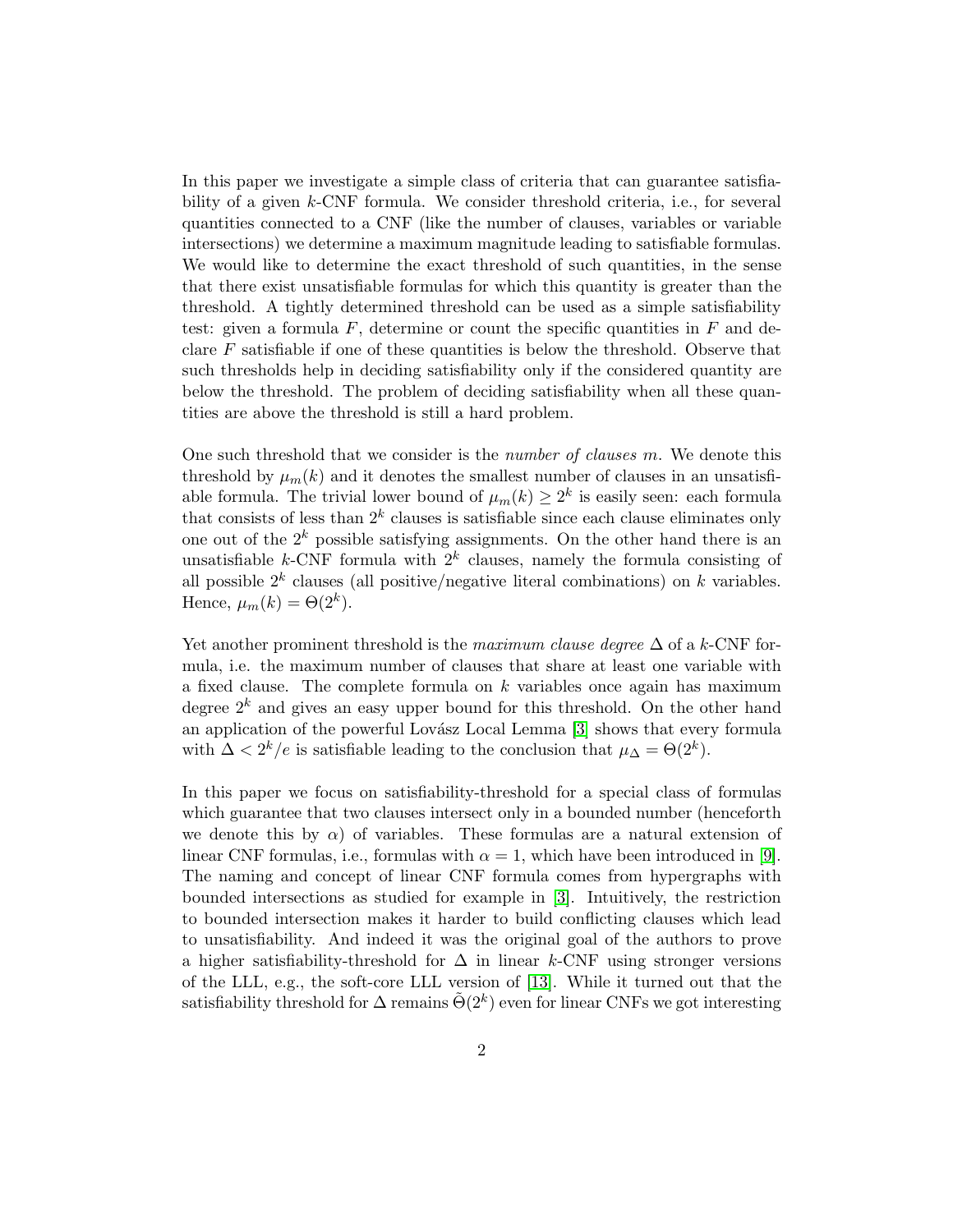In this paper we investigate a simple class of criteria that can guarantee satisfiability of a given $k$-CNF formula. We consider threshold criteria, i.e., for several quantities connected to a CNF (like the number of clauses, variables or variable intersections) we determine a maximum magnitude leading to satisfiable formulas. We would like to determine the exact threshold of such quantities, in the sense that there exist unsatisfiable formulas for which this quantity is greater than the threshold. A tightly determined threshold can be used as a simple satisfiability test: given a formula $F$, determine or count the specific quantities in $F$ and declare $F$ satisfiable if one of these quantities is below the threshold. Observe that such thresholds help in deciding satisfiability only if the considered quantity are below the threshold. The problem of deciding satisfiability when all these quantities are above the threshold is still a hard problem.

One such threshold that we consider is the *number of clauses* $m$. We denote this threshold by $\mu_m(k)$ and it denotes the smallest number of clauses in an unsatisfiable formula. The trivial lower bound of $\mu_m(k) \geq 2^k$ is easily seen: each formula that consists of less than $2^k$ clauses is satisfiable since each clause eliminates only one out of the $2^k$ possible satisfying assignments. On the other hand there is an unsatisfiable $k$-CNF formula with $2^k$ clauses, namely the formula consisting of all possible $2^k$ clauses (all positive/negative literal combinations) on $k$ variables. Hence, $\mu_m(k) = \Theta(2^k)$.

Yet another prominent threshold is the *maximum clause degree* $\Delta$ of a $k$-CNF formula, i.e. the maximum number of clauses that share at least one variable with a fixed clause. The complete formula on $k$ variables once again has maximum degree $2^k$ and gives an easy upper bound for this threshold. On the other hand an application of the powerful Lovász Local Lemma [3] shows that every formula with $\Delta < 2^k/e$ is satisfiable leading to the conclusion that $\mu_\Delta = \Theta(2^k)$.

In this paper we focus on satisfiability-threshold for a special class of formulas which guarantee that two clauses intersect only in a bounded number (henceforth we denote this by $\alpha$) of variables. These formulas are a natural extension of linear CNF formulas, i.e., formulas with $\alpha = 1$, which have been introduced in [9]. The naming and concept of linear CNF formula comes from hypergraphs with bounded intersections as studied for example in [3]. Intuitively, the restriction to bounded intersection makes it harder to build conflicting clauses which lead to unsatisfiability. And indeed it was the original goal of the authors to prove a higher satisfiability-threshold for $\Delta$ in linear $k$-CNF using stronger versions of the LLL, e.g., the soft-core LLL version of [13]. While it turned out that the satisfiability threshold for $\Delta$ remains $\tilde{\Theta}(2^k)$ even for linear CNFs we got interesting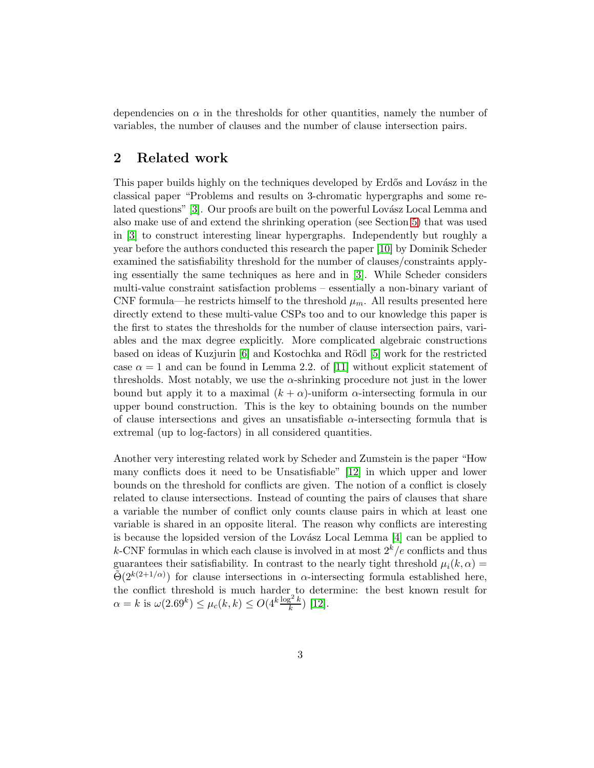dependencies on $\alpha$ in the thresholds for other quantities, namely the number of variables, the number of clauses and the number of clause intersection pairs.

## 2 Related work

This paper builds highly on the techniques developed by Erdős and Lovász in the classical paper "Problems and results on 3-chromatic hypergraphs and some related questions" [3]. Our proofs are built on the powerful Lovász Local Lemma and also make use of and extend the shrinking operation (see Section 5) that was used in [3] to construct interesting linear hypergraphs. Independently but roughly a year before the authors conducted this research the paper [10] by Dominik Scheder examined the satisfiability threshold for the number of clauses/constraints applying essentially the same techniques as here and in [3]. While Scheder considers multi-value constraint satisfaction problems – essentially a non-binary variant of CNF formula—he restricts himself to the threshold $\mu_m$. All results presented here directly extend to these multi-value CSPs too and to our knowledge this paper is the first to states the thresholds for the number of clause intersection pairs, variables and the max degree explicitly. More complicated algebraic constructions based on ideas of Kuzjurin [6] and Kostochka and Rödl [5] work for the restricted case $\alpha = 1$ and can be found in Lemma 2.2. of [11] without explicit statement of thresholds. Most notably, we use the $\alpha$-shrinking procedure not just in the lower bound but apply it to a maximal $(k + \alpha)$-uniform $\alpha$-intersecting formula in our upper bound construction. This is the key to obtaining bounds on the number of clause intersections and gives an unsatisfiable $\alpha$-intersecting formula that is extremal (up to log-factors) in all considered quantities.

Another very interesting related work by Scheder and Zumstein is the paper "How many conflicts does it need to be Unsatisfiable" [12] in which upper and lower bounds on the threshold for conflicts are given. The notion of a conflict is closely related to clause intersections. Instead of counting the pairs of clauses that share a variable the number of conflict only counts clause pairs in which at least one variable is shared in an opposite literal. The reason why conflicts are interesting is because the lopsided version of the Lovász Local Lemma [4] can be applied to $k$-CNF formulas in which each clause is involved in at most $2^k/e$ conflicts and thus guarantees their satisfiability. In contrast to the nearly tight threshold $\mu_i(k, \alpha) = \tilde{\Theta}(2^{k(2+1/\alpha)})$ for clause intersections in $\alpha$-intersecting formula established here, the conflict threshold is much harder to determine: the best known result for $\alpha = k$ is $\omega(2.69^k) \leq \mu_c(k, k) \leq O(4^k \frac{\log^2 k}{k})$ [12].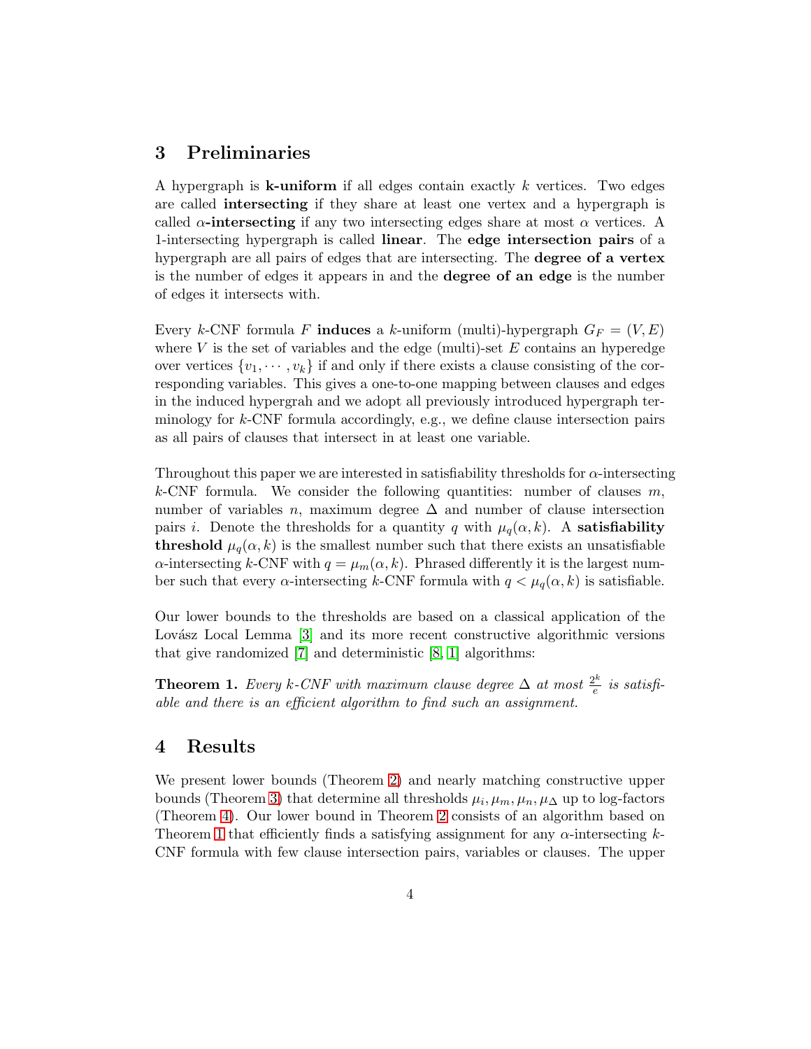## 3 Preliminaries

A hypergraph is **k-uniform** if all edges contain exactly $k$ vertices. Two edges are called **intersecting** if they share at least one vertex and a hypergraph is called **$\alpha$-intersecting** if any two intersecting edges share at most $\alpha$ vertices. A 1-intersecting hypergraph is called **linear**. The **edge intersection pairs** of a hypergraph are all pairs of edges that are intersecting. The **degree of a vertex** is the number of edges it appears in and the **degree of an edge** is the number of edges it intersects with.

Every $k$-CNF formula $F$ **induces** a $k$-uniform (multi)-hypergraph $G_F = (V, E)$ where $V$ is the set of variables and the edge (multi)-set $E$ contains an hyperedge over vertices $\{v_1, \cdots, v_k\}$ if and only if there exists a clause consisting of the corresponding variables. This gives a one-to-one mapping between clauses and edges in the induced hypergrah and we adopt all previously introduced hypergraph terminology for $k$-CNF formula accordingly, e.g., we define clause intersection pairs as all pairs of clauses that intersect in at least one variable.

Throughout this paper we are interested in satisfiability thresholds for $\alpha$-intersecting $k$-CNF formula. We consider the following quantities: number of clauses $m$, number of variables $n$, maximum degree $\Delta$ and number of clause intersection pairs $i$. Denote the thresholds for a quantity $q$ with $\mu_q(\alpha, k)$. A **satisfiability threshold** $\mu_q(\alpha, k)$ is the smallest number such that there exists an unsatisfiable $\alpha$-intersecting $k$-CNF with $q = \mu_m(\alpha, k)$. Phrased differently it is the largest number such that every $\alpha$-intersecting $k$-CNF formula with $q < \mu_q(\alpha, k)$ is satisfiable.

Our lower bounds to the thresholds are based on a classical application of the Lovász Local Lemma [3] and its more recent constructive algorithmic versions that give randomized [7] and deterministic [8, 1] algorithms:

**Theorem 1.** *Every $k$-CNF with maximum clause degree $\Delta$ at most $\frac{2^k}{e}$ is satisfiable and there is an efficient algorithm to find such an assignment.*

## 4 Results

We present lower bounds (Theorem 2) and nearly matching constructive upper bounds (Theorem 3) that determine all thresholds $\mu_i, \mu_m, \mu_n, \mu_\Delta$ up to log-factors (Theorem 4). Our lower bound in Theorem 2 consists of an algorithm based on Theorem 1 that efficiently finds a satisfying assignment for any $\alpha$-intersecting $k$-CNF formula with few clause intersection pairs, variables or clauses. The upper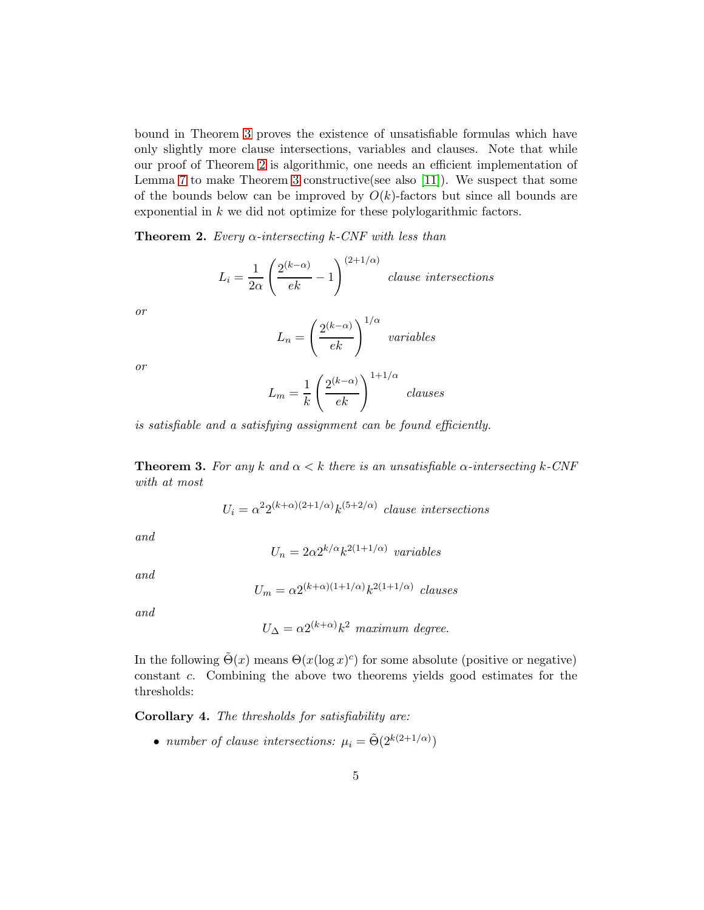bound in Theorem 3 proves the existence of unsatisfiable formulas which have only slightly more clause intersections, variables and clauses. Note that while our proof of Theorem 2 is algorithmic, one needs an efficient implementation of Lemma 7 to make Theorem 3 constructive(see also [11]). We suspect that some of the bounds below can be improved by $O(k)$-factors but since all bounds are exponential in $k$ we did not optimize for these polylogarithmic factors.

**Theorem 2.** *Every $\alpha$-intersecting $k$-CNF with less than*

$$L_i = \frac{1}{2\alpha}\left(\frac{2^{(k-\alpha)}}{ek} - 1\right)^{(2+1/\alpha)} \quad \textit{clause intersections}$$

*or*

$$L_n = \left(\frac{2^{(k-\alpha)}}{ek}\right)^{1/\alpha} \quad \textit{variables}$$

*or*

$$L_m = \frac{1}{k}\left(\frac{2^{(k-\alpha)}}{ek}\right)^{1+1/\alpha} \quad \textit{clauses}$$

*is satisfiable and a satisfying assignment can be found efficiently.*

**Theorem 3.** *For any $k$ and $\alpha < k$ there is an unsatisfiable $\alpha$-intersecting $k$-CNF with at most*

$$U_i = \alpha^2 2^{(k+\alpha)(2+1/\alpha)} k^{(5+2/\alpha)} \ \textit{clause intersections}$$

*and*

$$U_n = 2\alpha 2^{k/\alpha} k^{2(1+1/\alpha)} \ \textit{variables}$$

*and*

$$U_m = \alpha 2^{(k+\alpha)(1+1/\alpha)} k^{2(1+1/\alpha)} \ \textit{clauses}$$

*and*

$$U_\Delta = \alpha 2^{(k+\alpha)} k^2 \ \textit{maximum degree.}$$

In the following $\tilde{\Theta}(x)$ means $\Theta(x(\log x)^c)$ for some absolute (positive or negative) constant $c$. Combining the above two theorems yields good estimates for the thresholds:

**Corollary 4.** *The thresholds for satisfiability are:*

- *number of clause intersections: $\mu_i = \tilde{\Theta}(2^{k(2+1/\alpha)})$*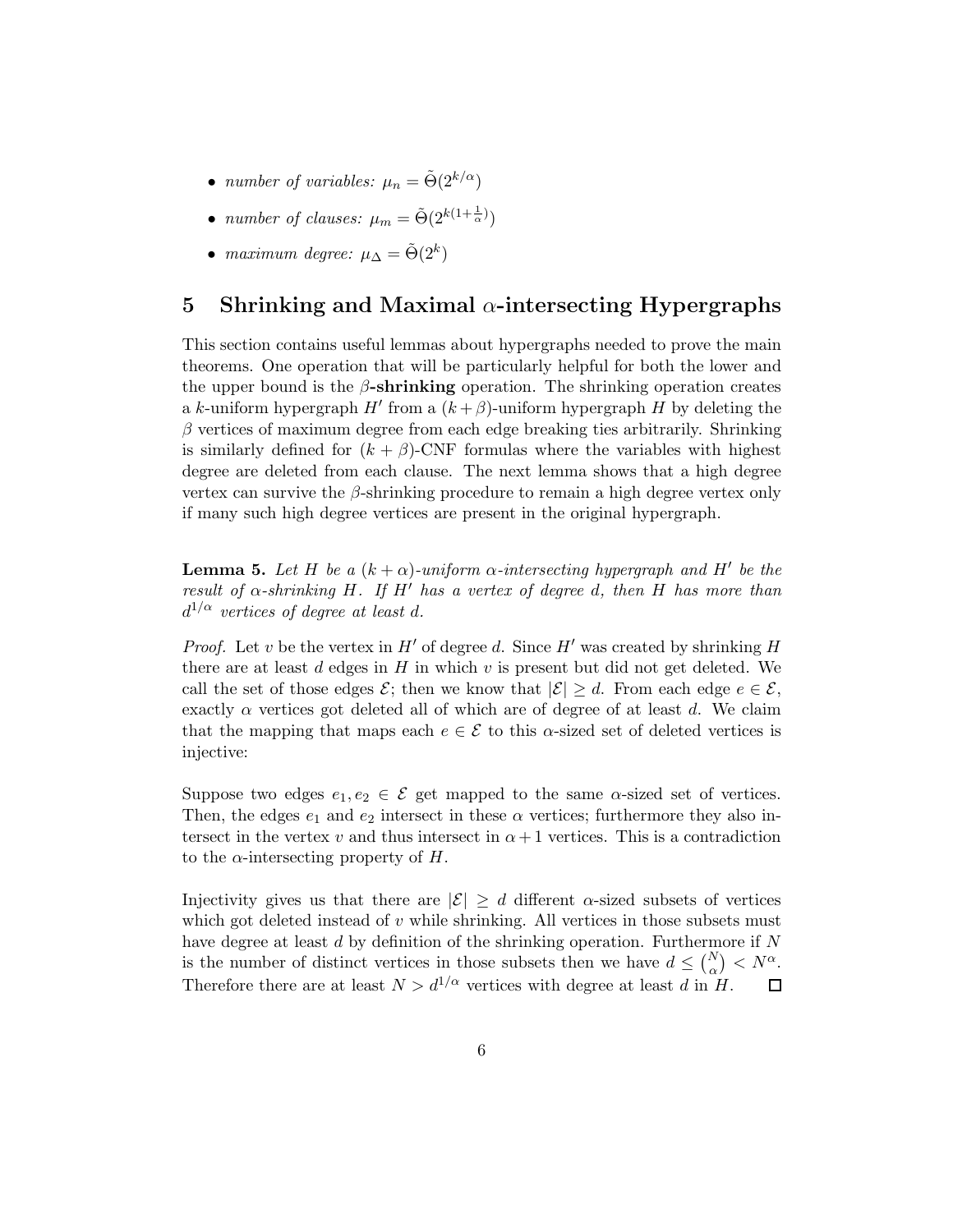- *number of variables:* $\mu_n = \tilde{\Theta}(2^{k/\alpha})$
- *number of clauses:* $\mu_m = \tilde{\Theta}(2^{k(1+\frac{1}{\alpha})})$
- *maximum degree:* $\mu_\Delta = \tilde{\Theta}(2^k)$

## 5 Shrinking and Maximal $\alpha$-intersecting Hypergraphs

This section contains useful lemmas about hypergraphs needed to prove the main theorems. One operation that will be particularly helpful for both the lower and the upper bound is the $\beta$**-shrinking** operation. The shrinking operation creates a $k$-uniform hypergraph $H'$ from a $(k+\beta)$-uniform hypergraph $H$ by deleting the $\beta$ vertices of maximum degree from each edge breaking ties arbitrarily. Shrinking is similarly defined for $(k+\beta)$-CNF formulas where the variables with highest degree are deleted from each clause. The next lemma shows that a high degree vertex can survive the $\beta$-shrinking procedure to remain a high degree vertex only if many such high degree vertices are present in the original hypergraph.

**Lemma 5.** *Let $H$ be a $(k+\alpha)$-uniform $\alpha$-intersecting hypergraph and $H'$ be the result of $\alpha$-shrinking $H$. If $H'$ has a vertex of degree $d$, then $H$ has more than $d^{1/\alpha}$ vertices of degree at least $d$.*

*Proof.* Let $v$ be the vertex in $H'$ of degree $d$. Since $H'$ was created by shrinking $H$ there are at least $d$ edges in $H$ in which $v$ is present but did not get deleted. We call the set of those edges $\mathcal{E}$; then we know that $|\mathcal{E}| \geq d$. From each edge $e \in \mathcal{E}$, exactly $\alpha$ vertices got deleted all of which are of degree of at least $d$. We claim that the mapping that maps each $e \in \mathcal{E}$ to this $\alpha$-sized set of deleted vertices is injective:

Suppose two edges $e_1, e_2 \in \mathcal{E}$ get mapped to the same $\alpha$-sized set of vertices. Then, the edges $e_1$ and $e_2$ intersect in these $\alpha$ vertices; furthermore they also intersect in the vertex $v$ and thus intersect in $\alpha+1$ vertices. This is a contradiction to the $\alpha$-intersecting property of $H$.

Injectivity gives us that there are $|\mathcal{E}| \geq d$ different $\alpha$-sized subsets of vertices which got deleted instead of $v$ while shrinking. All vertices in those subsets must have degree at least $d$ by definition of the shrinking operation. Furthermore if $N$ is the number of distinct vertices in those subsets then we have $d \leq \binom{N}{\alpha} < N^\alpha$. Therefore there are at least $N > d^{1/\alpha}$ vertices with degree at least $d$ in $H$. $\square$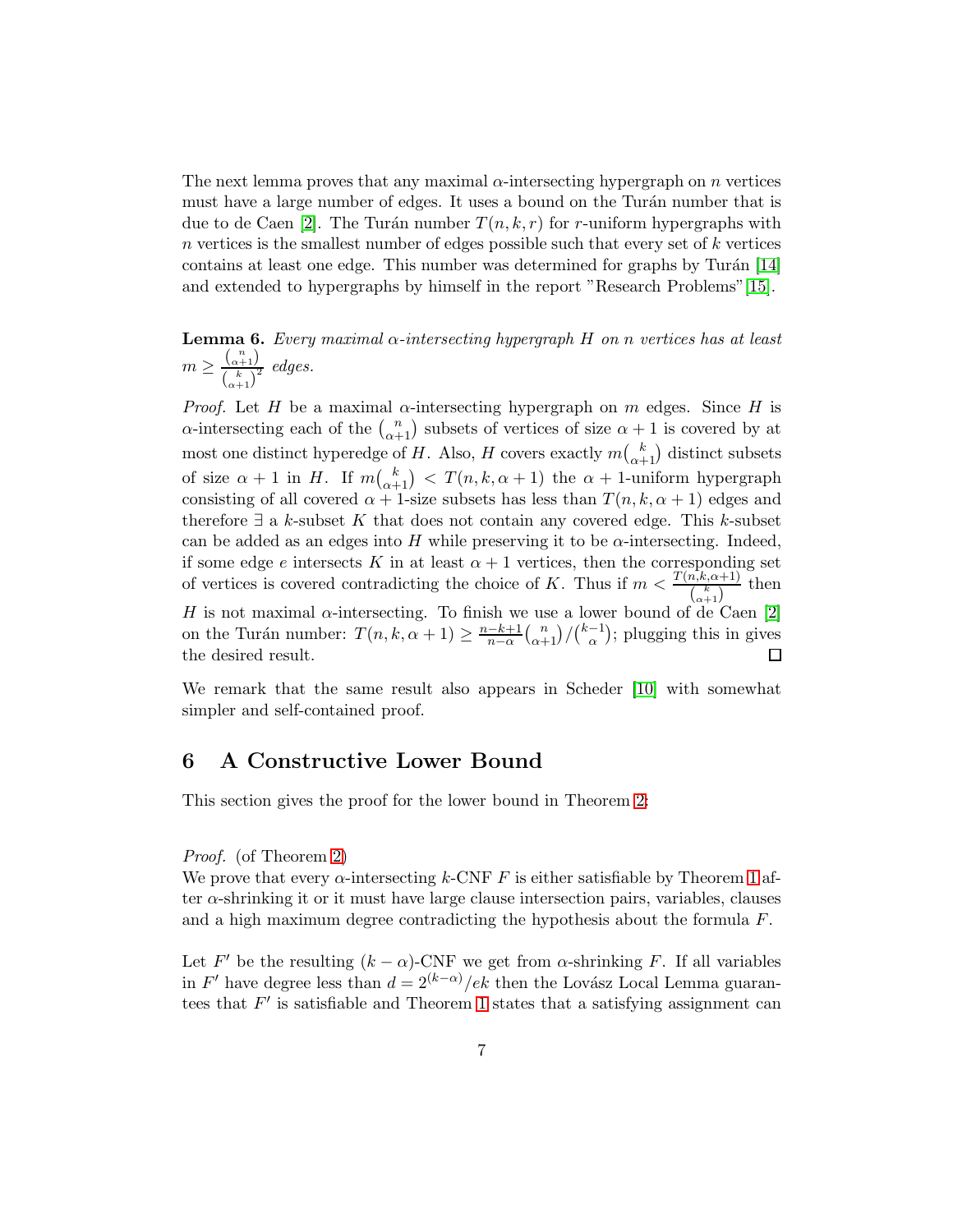The next lemma proves that any maximal $\alpha$-intersecting hypergraph on $n$ vertices must have a large number of edges. It uses a bound on the Turán number that is due to de Caen [2]. The Turán number $T(n, k, r)$ for $r$-uniform hypergraphs with $n$ vertices is the smallest number of edges possible such that every set of $k$ vertices contains at least one edge. This number was determined for graphs by Turán [14] and extended to hypergraphs by himself in the report "Research Problems"[15].

**Lemma 6.** *Every maximal $\alpha$-intersecting hypergraph $H$ on $n$ vertices has at least $m \geq \frac{\binom{n}{\alpha+1}}{\binom{k}{\alpha+1}^2}$ edges.*

*Proof.* Let $H$ be a maximal $\alpha$-intersecting hypergraph on $m$ edges. Since $H$ is $\alpha$-intersecting each of the $\binom{n}{\alpha+1}$ subsets of vertices of size $\alpha+1$ is covered by at most one distinct hyperedge of $H$. Also, $H$ covers exactly $m\binom{k}{\alpha+1}$ distinct subsets of size $\alpha+1$ in $H$. If $m\binom{k}{\alpha+1} < T(n, k, \alpha+1)$ the $\alpha+1$-uniform hypergraph consisting of all covered $\alpha+1$-size subsets has less than $T(n, k, \alpha+1)$ edges and therefore $\exists$ a $k$-subset $K$ that does not contain any covered edge. This $k$-subset can be added as an edges into $H$ while preserving it to be $\alpha$-intersecting. Indeed, if some edge $e$ intersects $K$ in at least $\alpha+1$ vertices, then the corresponding set of vertices is covered contradicting the choice of $K$. Thus if $m < \frac{T(n,k,\alpha+1)}{\binom{k}{\alpha+1}}$ then $H$ is not maximal $\alpha$-intersecting. To finish we use a lower bound of de Caen [2] on the Turán number: $T(n, k, \alpha+1) \geq \frac{n-k+1}{n-\alpha}\binom{n}{\alpha+1}/\binom{k-1}{\alpha}$; plugging this in gives the desired result. $\square$

We remark that the same result also appears in Scheder [10] with somewhat simpler and self-contained proof.

## 6 A Constructive Lower Bound

This section gives the proof for the lower bound in Theorem 2:

*Proof.* (of Theorem 2)
We prove that every $\alpha$-intersecting $k$-CNF $F$ is either satisfiable by Theorem 1 after $\alpha$-shrinking it or it must have large clause intersection pairs, variables, clauses and a high maximum degree contradicting the hypothesis about the formula $F$.

Let $F'$ be the resulting $(k-\alpha)$-CNF we get from $\alpha$-shrinking $F$. If all variables in $F'$ have degree less than $d = 2^{(k-\alpha)}/ek$ then the Lovász Local Lemma guarantees that $F'$ is satisfiable and Theorem 1 states that a satisfying assignment can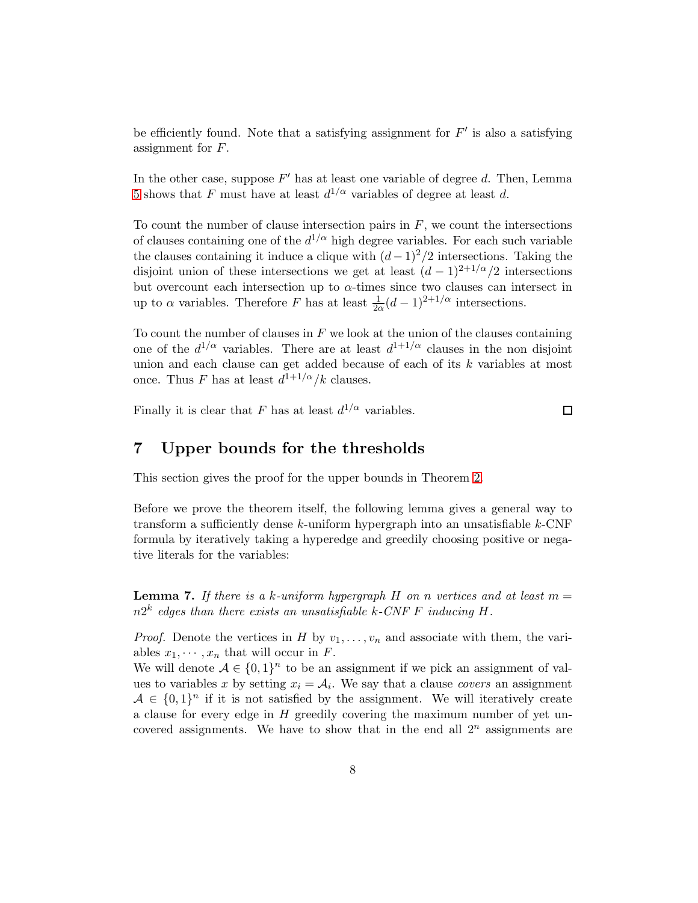be efficiently found. Note that a satisfying assignment for $F'$ is also a satisfying assignment for $F$.

In the other case, suppose $F'$ has at least one variable of degree $d$. Then, Lemma 5 shows that $F$ must have at least $d^{1/\alpha}$ variables of degree at least $d$.

To count the number of clause intersection pairs in $F$, we count the intersections of clauses containing one of the $d^{1/\alpha}$ high degree variables. For each such variable the clauses containing it induce a clique with $(d-1)^2/2$ intersections. Taking the disjoint union of these intersections we get at least $(d-1)^{2+1/\alpha}/2$ intersections but overcount each intersection up to $\alpha$-times since two clauses can intersect in up to $\alpha$ variables. Therefore $F$ has at least $\frac{1}{2\alpha}(d-1)^{2+1/\alpha}$ intersections.

To count the number of clauses in $F$ we look at the union of the clauses containing one of the $d^{1/\alpha}$ variables. There are at least $d^{1+1/\alpha}$ clauses in the non disjoint union and each clause can get added because of each of its $k$ variables at most once. Thus $F$ has at least $d^{1+1/\alpha}/k$ clauses.

Finally it is clear that $F$ has at least $d^{1/\alpha}$ variables. □

## 7 Upper bounds for the thresholds

This section gives the proof for the upper bounds in Theorem 2.

Before we prove the theorem itself, the following lemma gives a general way to transform a sufficiently dense $k$-uniform hypergraph into an unsatisfiable $k$-CNF formula by iteratively taking a hyperedge and greedily choosing positive or negative literals for the variables:

**Lemma 7.** *If there is a $k$-uniform hypergraph $H$ on $n$ vertices and at least $m = n2^k$ edges than there exists an unsatisfiable $k$-CNF $F$ inducing $H$.*

*Proof.* Denote the vertices in $H$ by $v_1, \dots, v_n$ and associate with them, the variables $x_1, \cdots, x_n$ that will occur in $F$.
We will denote $\mathcal{A} \in \{0,1\}^n$ to be an assignment if we pick an assignment of values to variables $x$ by setting $x_i = \mathcal{A}_i$. We say that a clause *covers* an assignment $\mathcal{A} \in \{0,1\}^n$ if it is not satisfied by the assignment. We will iteratively create a clause for every edge in $H$ greedily covering the maximum number of yet uncovered assignments. We have to show that in the end all $2^n$ assignments are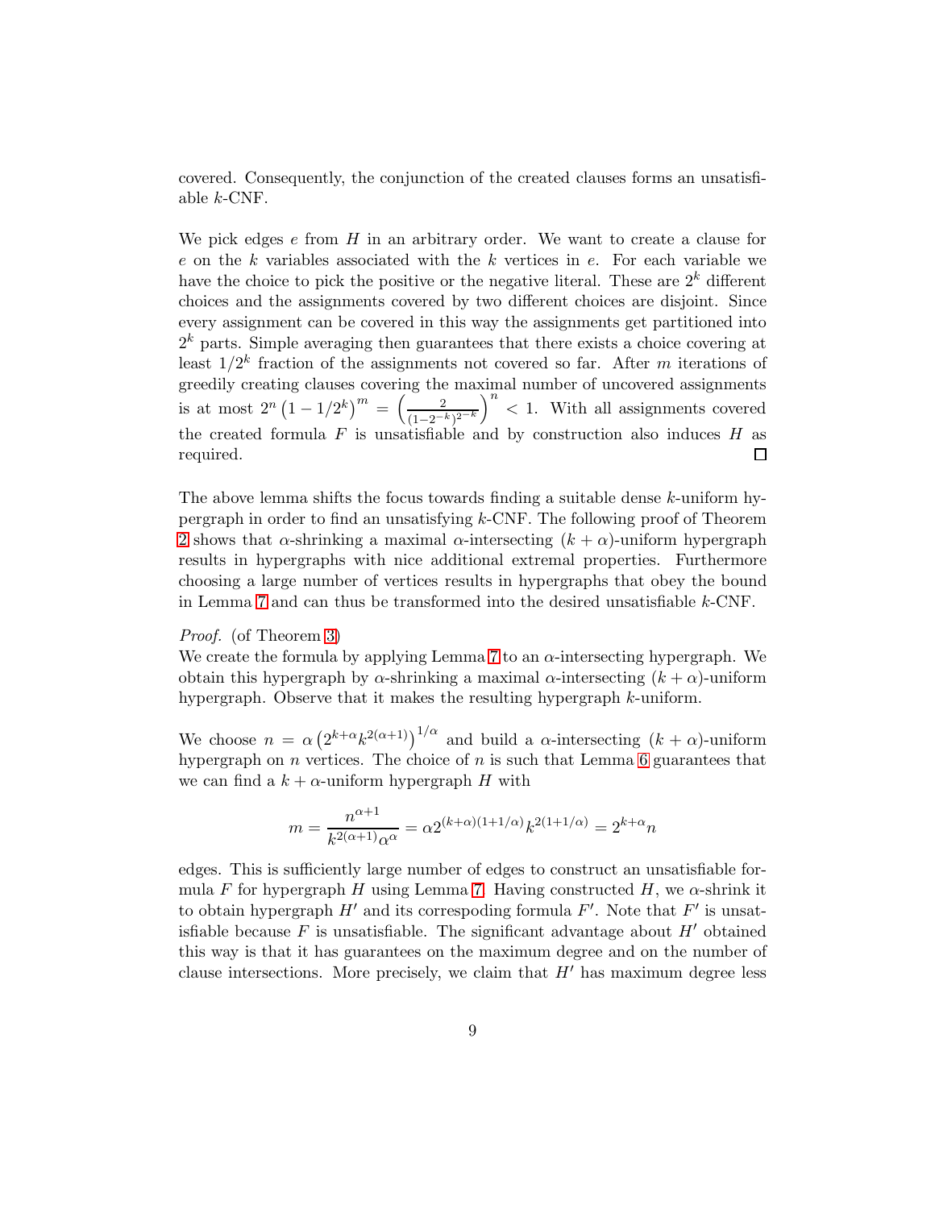covered. Consequently, the conjunction of the created clauses forms an unsatisfiable $k$-CNF.

We pick edges $e$ from $H$ in an arbitrary order. We want to create a clause for $e$ on the $k$ variables associated with the $k$ vertices in $e$. For each variable we have the choice to pick the positive or the negative literal. These are $2^k$ different choices and the assignments covered by two different choices are disjoint. Since every assignment can be covered in this way the assignments get partitioned into $2^k$ parts. Simple averaging then guarantees that there exists a choice covering at least $1/2^k$ fraction of the assignments not covered so far. After $m$ iterations of greedily creating clauses covering the maximal number of uncovered assignments is at most $2^n\left(1 - 1/2^k\right)^m = \left(\frac{2}{(1-2^{-k})^{2^{-k}}}\right)^n < 1$. With all assignments covered the created formula $F$ is unsatisfiable and by construction also induces $H$ as required. ☐

The above lemma shifts the focus towards finding a suitable dense $k$-uniform hypergraph in order to find an unsatisfying $k$-CNF. The following proof of Theorem 2 shows that $\alpha$-shrinking a maximal $\alpha$-intersecting $(k+\alpha)$-uniform hypergraph results in hypergraphs with nice additional extremal properties. Furthermore choosing a large number of vertices results in hypergraphs that obey the bound in Lemma 7 and can thus be transformed into the desired unsatisfiable $k$-CNF.

*Proof.* (of Theorem 3)
We create the formula by applying Lemma 7 to an $\alpha$-intersecting hypergraph. We obtain this hypergraph by $\alpha$-shrinking a maximal $\alpha$-intersecting $(k+\alpha)$-uniform hypergraph. Observe that it makes the resulting hypergraph $k$-uniform.

We choose $n = \alpha\left(2^{k+\alpha}k^{2(\alpha+1)}\right)^{1/\alpha}$ and build a $\alpha$-intersecting $(k+\alpha)$-uniform hypergraph on $n$ vertices. The choice of $n$ is such that Lemma 6 guarantees that we can find a $k+\alpha$-uniform hypergraph $H$ with

$$m = \frac{n^{\alpha+1}}{k^{2(\alpha+1)}\alpha^{\alpha}} = \alpha 2^{(k+\alpha)(1+1/\alpha)}k^{2(1+1/\alpha)} = 2^{k+\alpha}n$$

edges. This is sufficiently large number of edges to construct an unsatisfiable formula $F$ for hypergraph $H$ using Lemma 7. Having constructed $H$, we $\alpha$-shrink it to obtain hypergraph $H'$ and its correspoding formula $F'$. Note that $F'$ is unsatisfiable because $F$ is unsatisfiable. The significant advantage about $H'$ obtained this way is that it has guarantees on the maximum degree and on the number of clause intersections. More precisely, we claim that $H'$ has maximum degree less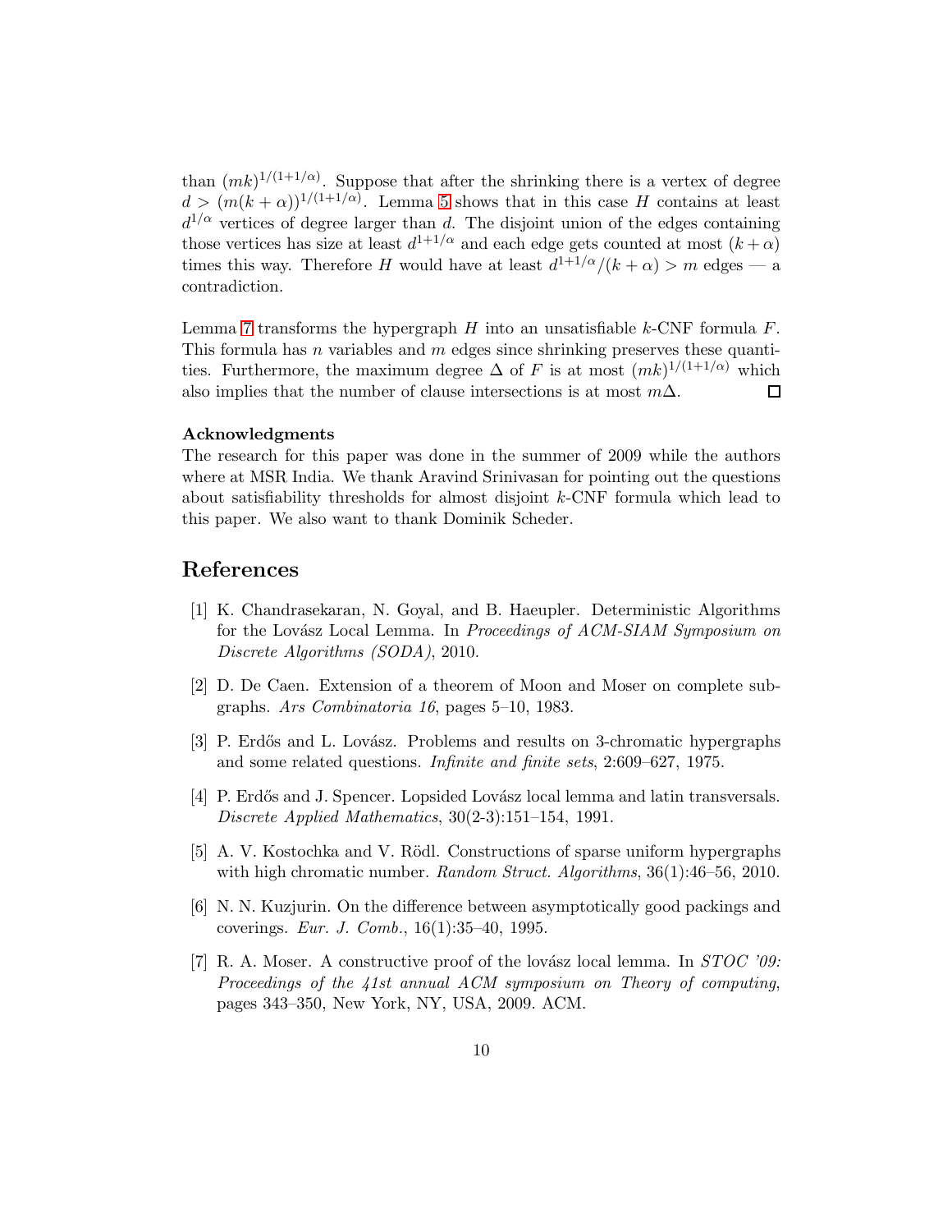than $(mk)^{1/(1+1/\alpha)}$. Suppose that after the shrinking there is a vertex of degree $d > (m(k+\alpha))^{1/(1+1/\alpha)}$. Lemma 5 shows that in this case $H$ contains at least $d^{1/\alpha}$ vertices of degree larger than $d$. The disjoint union of the edges containing those vertices has size at least $d^{1+1/\alpha}$ and each edge gets counted at most $(k+\alpha)$ times this way. Therefore $H$ would have at least $d^{1+1/\alpha}/(k+\alpha) > m$ edges — a contradiction.

Lemma 7 transforms the hypergraph $H$ into an unsatisfiable $k$-CNF formula $F$. This formula has $n$ variables and $m$ edges since shrinking preserves these quantities. Furthermore, the maximum degree $\Delta$ of $F$ is at most $(mk)^{1/(1+1/\alpha)}$ which also implies that the number of clause intersections is at most $m\Delta$. □

**Acknowledgments**

The research for this paper was done in the summer of 2009 while the authors where at MSR India. We thank Aravind Srinivasan for pointing out the questions about satisfiability thresholds for almost disjoint $k$-CNF formula which lead to this paper. We also want to thank Dominik Scheder.

## References

[1] K. Chandrasekaran, N. Goyal, and B. Haeupler. Deterministic Algorithms for the Lovász Local Lemma. In *Proceedings of ACM-SIAM Symposium on Discrete Algorithms (SODA)*, 2010.

[2] D. De Caen. Extension of a theorem of Moon and Moser on complete subgraphs. *Ars Combinatoria 16*, pages 5–10, 1983.

[3] P. Erdős and L. Lovász. Problems and results on 3-chromatic hypergraphs and some related questions. *Infinite and finite sets*, 2:609–627, 1975.

[4] P. Erdős and J. Spencer. Lopsided Lovász local lemma and latin transversals. *Discrete Applied Mathematics*, 30(2-3):151–154, 1991.

[5] A. V. Kostochka and V. Rödl. Constructions of sparse uniform hypergraphs with high chromatic number. *Random Struct. Algorithms*, 36(1):46–56, 2010.

[6] N. N. Kuzjurin. On the difference between asymptotically good packings and coverings. *Eur. J. Comb.*, 16(1):35–40, 1995.

[7] R. A. Moser. A constructive proof of the lovász local lemma. In *STOC '09: Proceedings of the 41st annual ACM symposium on Theory of computing*, pages 343–350, New York, NY, USA, 2009. ACM.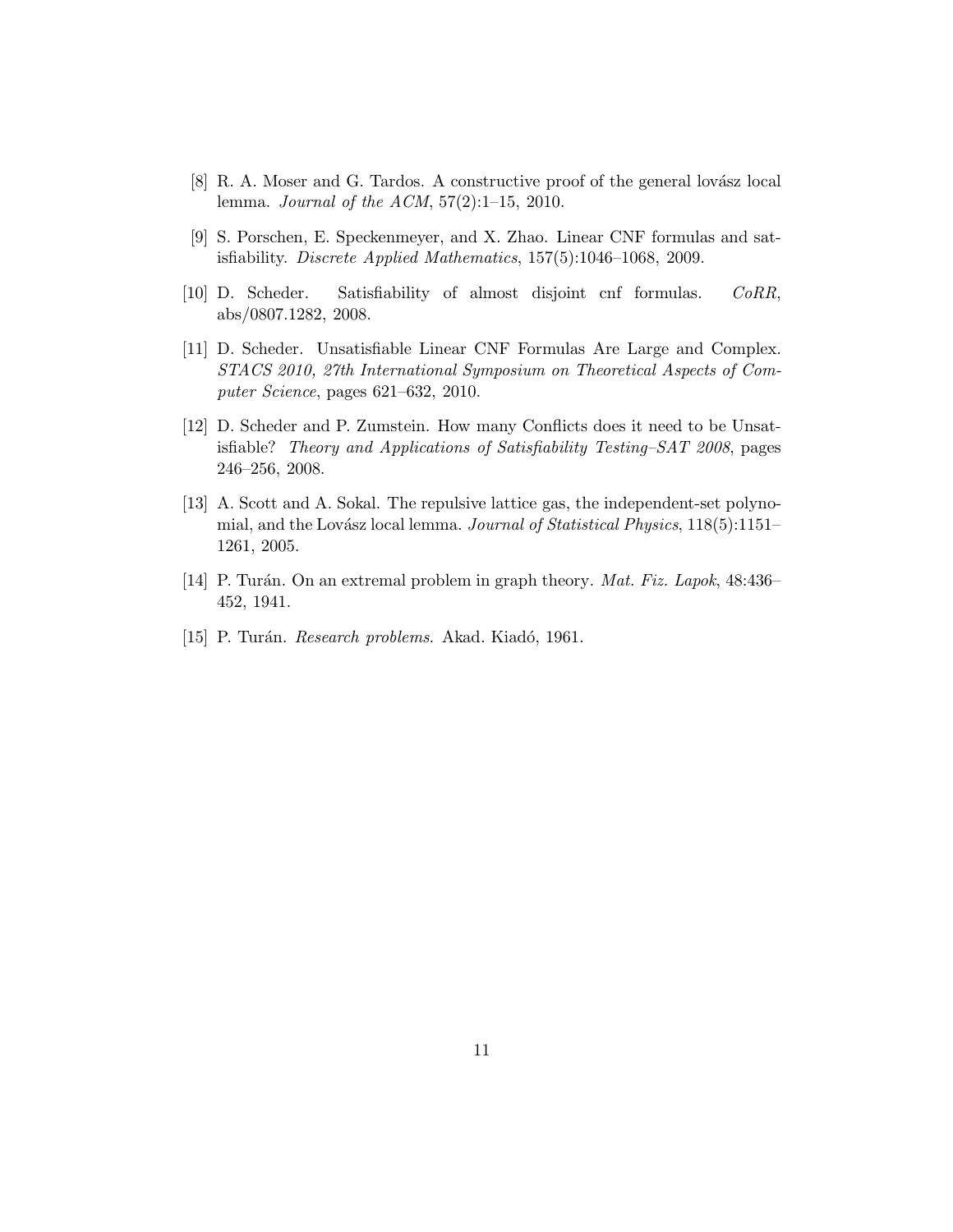[8] R. A. Moser and G. Tardos. A constructive proof of the general lovász local lemma. *Journal of the ACM*, 57(2):1–15, 2010.

[9] S. Porschen, E. Speckenmeyer, and X. Zhao. Linear CNF formulas and satisfiability. *Discrete Applied Mathematics*, 157(5):1046–1068, 2009.

[10] D. Scheder. Satisfiability of almost disjoint cnf formulas. *CoRR*, abs/0807.1282, 2008.

[11] D. Scheder. Unsatisfiable Linear CNF Formulas Are Large and Complex. *STACS 2010, 27th International Symposium on Theoretical Aspects of Computer Science*, pages 621–632, 2010.

[12] D. Scheder and P. Zumstein. How many Conflicts does it need to be Unsatisfiable? *Theory and Applications of Satisfiability Testing–SAT 2008*, pages 246–256, 2008.

[13] A. Scott and A. Sokal. The repulsive lattice gas, the independent-set polynomial, and the Lovász local lemma. *Journal of Statistical Physics*, 118(5):1151–1261, 2005.

[14] P. Turán. On an extremal problem in graph theory. *Mat. Fiz. Lapok*, 48:436–452, 1941.

[15] P. Turán. *Research problems*. Akad. Kiadó, 1961.